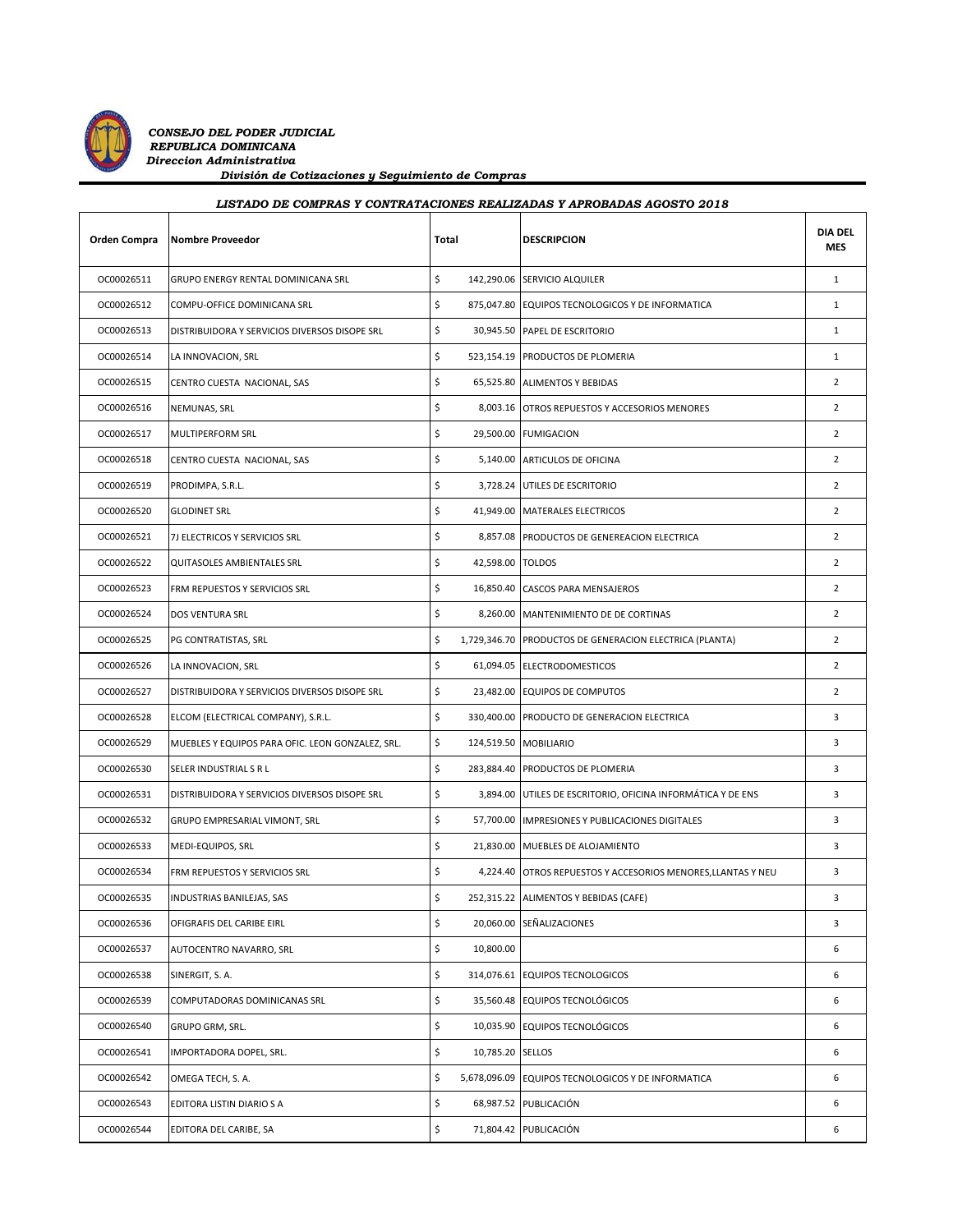*CONSEJO DEL PODER JUDICIAL*
*REPUBLICA DOMINICANA*
*Direccion Administrativa*
*División de Cotizaciones y Seguimiento de Compras*

**LISTADO DE COMPRAS Y CONTRATACIONES REALIZADAS Y APROBADAS AGOSTO 2018**

| Orden Compra | Nombre Proveedor | Total | DESCRIPCION | DIA DEL MES |
|---|---|---|---|---|
| OC00026511 | GRUPO ENERGY RENTAL DOMINICANA SRL | $ 142,290.06 | SERVICIO ALQUILER | 1 |
| OC00026512 | COMPU-OFFICE DOMINICANA SRL | $ 875,047.80 | EQUIPOS TECNOLOGICOS Y DE INFORMATICA | 1 |
| OC00026513 | DISTRIBUIDORA Y SERVICIOS DIVERSOS DISOPE SRL | $ 30,945.50 | PAPEL DE ESCRITORIO | 1 |
| OC00026514 | LA INNOVACION, SRL | $ 523,154.19 | PRODUCTOS DE PLOMERIA | 1 |
| OC00026515 | CENTRO CUESTA NACIONAL, SAS | $ 65,525.80 | ALIMENTOS Y BEBIDAS | 2 |
| OC00026516 | NEMUNAS, SRL | $ 8,003.16 | OTROS REPUESTOS Y ACCESORIOS MENORES | 2 |
| OC00026517 | MULTIPERFORM SRL | $ 29,500.00 | FUMIGACION | 2 |
| OC00026518 | CENTRO CUESTA NACIONAL, SAS | $ 5,140.00 | ARTICULOS DE OFICINA | 2 |
| OC00026519 | PRODIMPA, S.R.L. | $ 3,728.24 | UTILES DE ESCRITORIO | 2 |
| OC00026520 | GLODINET SRL | $ 41,949.00 | MATERALES ELECTRICOS | 2 |
| OC00026521 | 7J ELECTRICOS Y SERVICIOS SRL | $ 8,857.08 | PRODUCTOS DE GENEREACION ELECTRICA | 2 |
| OC00026522 | QUITASOLES AMBIENTALES SRL | $ 42,598.00 | TOLDOS | 2 |
| OC00026523 | FRM REPUESTOS Y SERVICIOS SRL | $ 16,850.40 | CASCOS PARA MENSAJEROS | 2 |
| OC00026524 | DOS VENTURA SRL | $ 8,260.00 | MANTENIMIENTO DE DE CORTINAS | 2 |
| OC00026525 | PG CONTRATISTAS, SRL | $ 1,729,346.70 | PRODUCTOS DE GENERACION ELECTRICA (PLANTA) | 2 |
| OC00026526 | LA INNOVACION, SRL | $ 61,094.05 | ELECTRODOMESTICOS | 2 |
| OC00026527 | DISTRIBUIDORA Y SERVICIOS DIVERSOS DISOPE SRL | $ 23,482.00 | EQUIPOS DE COMPUTOS | 2 |
| OC00026528 | ELCOM (ELECTRICAL COMPANY), S.R.L. | $ 330,400.00 | PRODUCTO DE GENERACION ELECTRICA | 3 |
| OC00026529 | MUEBLES Y EQUIPOS PARA OFIC. LEON GONZALEZ, SRL. | $ 124,519.50 | MOBILIARIO | 3 |
| OC00026530 | SELER INDUSTRIAL S R L | $ 283,884.40 | PRODUCTOS DE PLOMERIA | 3 |
| OC00026531 | DISTRIBUIDORA Y SERVICIOS DIVERSOS DISOPE SRL | $ 3,894.00 | UTILES DE ESCRITORIO, OFICINA INFORMÁTICA Y DE ENS | 3 |
| OC00026532 | GRUPO EMPRESARIAL VIMONT, SRL | $ 57,700.00 | IMPRESIONES Y PUBLICACIONES DIGITALES | 3 |
| OC00026533 | MEDI-EQUIPOS, SRL | $ 21,830.00 | MUEBLES DE ALOJAMIENTO | 3 |
| OC00026534 | FRM REPUESTOS Y SERVICIOS SRL | $ 4,224.40 | OTROS REPUESTOS Y ACCESORIOS MENORES,LLANTAS Y NEU | 3 |
| OC00026535 | INDUSTRIAS BANILEJAS, SAS | $ 252,315.22 | ALIMENTOS Y BEBIDAS (CAFE) | 3 |
| OC00026536 | OFIGRAFIS DEL CARIBE EIRL | $ 20,060.00 | SEÑALIZACIONES | 3 |
| OC00026537 | AUTOCENTRO NAVARRO, SRL | $ 10,800.00 | | 6 |
| OC00026538 | SINERGIT, S. A. | $ 314,076.61 | EQUIPOS TECNOLOGICOS | 6 |
| OC00026539 | COMPUTADORAS DOMINICANAS SRL | $ 35,560.48 | EQUIPOS TECNOLÓGICOS | 6 |
| OC00026540 | GRUPO GRM, SRL. | $ 10,035.90 | EQUIPOS TECNOLÓGICOS | 6 |
| OC00026541 | IMPORTADORA DOPEL, SRL. | $ 10,785.20 | SELLOS | 6 |
| OC00026542 | OMEGA TECH, S. A. | $ 5,678,096.09 | EQUIPOS TECNOLOGICOS Y DE INFORMATICA | 6 |
| OC00026543 | EDITORA LISTIN DIARIO S A | $ 68,987.52 | PUBLICACIÓN | 6 |
| OC00026544 | EDITORA DEL CARIBE, SA | $ 71,804.42 | PUBLICACIÓN | 6 |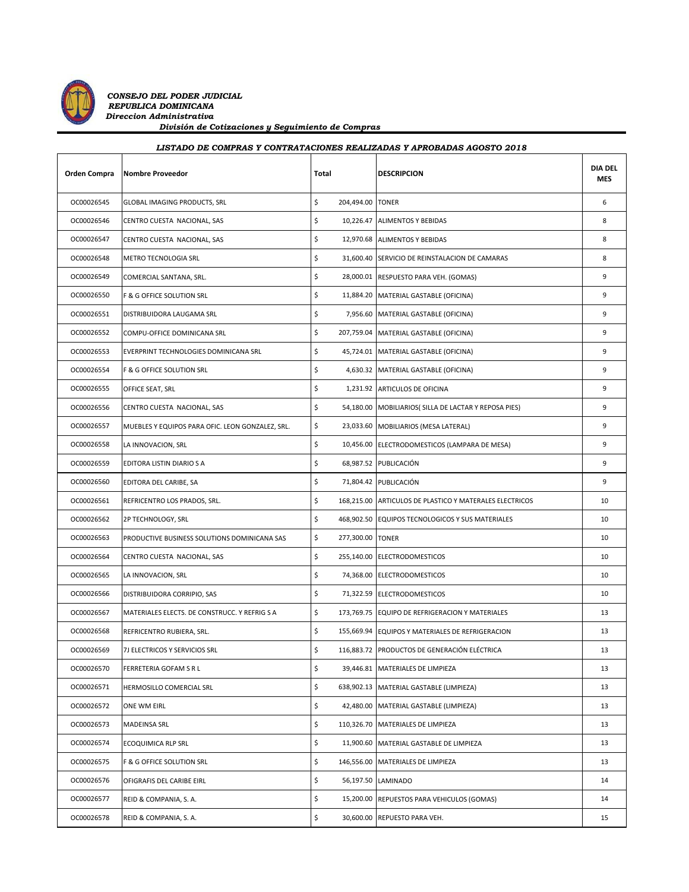*CONSEJO DEL PODER JUDICIAL*
*REPUBLICA DOMINICANA*
*Direccion Administrativa*
*División de Cotizaciones y Seguimiento de Compras*

### *LISTADO DE COMPRAS Y CONTRATACIONES REALIZADAS Y APROBADAS AGOSTO 2018*

| Orden Compra | Nombre Proveedor | Total | | DESCRIPCION | DIA DEL MES |
|---|---|---|---|---|---|
| OC00026545 | GLOBAL IMAGING PRODUCTS, SRL | $ | 204,494.00 | TONER | 6 |
| OC00026546 | CENTRO CUESTA NACIONAL, SAS | $ | 10,226.47 | ALIMENTOS Y BEBIDAS | 8 |
| OC00026547 | CENTRO CUESTA NACIONAL, SAS | $ | 12,970.68 | ALIMENTOS Y BEBIDAS | 8 |
| OC00026548 | METRO TECNOLOGIA SRL | $ | 31,600.40 | SERVICIO DE REINSTALACION DE CAMARAS | 8 |
| OC00026549 | COMERCIAL SANTANA, SRL. | $ | 28,000.01 | RESPUESTO PARA VEH. (GOMAS) | 9 |
| OC00026550 | F & G OFFICE SOLUTION SRL | $ | 11,884.20 | MATERIAL GASTABLE (OFICINA) | 9 |
| OC00026551 | DISTRIBUIDORA LAUGAMA SRL | $ | 7,956.60 | MATERIAL GASTABLE (OFICINA) | 9 |
| OC00026552 | COMPU-OFFICE DOMINICANA SRL | $ | 207,759.04 | MATERIAL GASTABLE (OFICINA) | 9 |
| OC00026553 | EVERPRINT TECHNOLOGIES DOMINICANA SRL | $ | 45,724.01 | MATERIAL GASTABLE (OFICINA) | 9 |
| OC00026554 | F & G OFFICE SOLUTION SRL | $ | 4,630.32 | MATERIAL GASTABLE (OFICINA) | 9 |
| OC00026555 | OFFICE SEAT, SRL | $ | 1,231.92 | ARTICULOS DE OFICINA | 9 |
| OC00026556 | CENTRO CUESTA NACIONAL, SAS | $ | 54,180.00 | MOBILIARIOS( SILLA DE LACTAR Y REPOSA PIES) | 9 |
| OC00026557 | MUEBLES Y EQUIPOS PARA OFIC. LEON GONZALEZ, SRL. | $ | 23,033.60 | MOBILIARIOS (MESA LATERAL) | 9 |
| OC00026558 | LA INNOVACION, SRL | $ | 10,456.00 | ELECTRODOMESTICOS (LAMPARA DE MESA) | 9 |
| OC00026559 | EDITORA LISTIN DIARIO S A | $ | 68,987.52 | PUBLICACIÓN | 9 |
| OC00026560 | EDITORA DEL CARIBE, SA | $ | 71,804.42 | PUBLICACIÓN | 9 |
| OC00026561 | REFRICENTRO LOS PRADOS, SRL. | $ | 168,215.00 | ARTICULOS DE PLASTICO Y MATERALES ELECTRICOS | 10 |
| OC00026562 | 2P TECHNOLOGY, SRL | $ | 468,902.50 | EQUIPOS TECNOLOGICOS Y SUS MATERIALES | 10 |
| OC00026563 | PRODUCTIVE BUSINESS SOLUTIONS DOMINICANA SAS | $ | 277,300.00 | TONER | 10 |
| OC00026564 | CENTRO CUESTA NACIONAL, SAS | $ | 255,140.00 | ELECTRODOMESTICOS | 10 |
| OC00026565 | LA INNOVACION, SRL | $ | 74,368.00 | ELECTRODOMESTICOS | 10 |
| OC00026566 | DISTRIBUIDORA CORRIPIO, SAS | $ | 71,322.59 | ELECTRODOMESTICOS | 10 |
| OC00026567 | MATERIALES ELECTS. DE CONSTRUCC. Y REFRIG S A | $ | 173,769.75 | EQUIPO DE REFRIGERACION Y MATERIALES | 13 |
| OC00026568 | REFRICENTRO RUBIERA, SRL. | $ | 155,669.94 | EQUIPOS Y MATERIALES DE REFRIGERACION | 13 |
| OC00026569 | 7J ELECTRICOS Y SERVICIOS SRL | $ | 116,883.72 | PRODUCTOS DE GENERACIÓN ELÉCTRICA | 13 |
| OC00026570 | FERRETERIA GOFAM S R L | $ | 39,446.81 | MATERIALES DE LIMPIEZA | 13 |
| OC00026571 | HERMOSILLO COMERCIAL SRL | $ | 638,902.13 | MATERIAL GASTABLE (LIMPIEZA) | 13 |
| OC00026572 | ONE WM EIRL | $ | 42,480.00 | MATERIAL GASTABLE (LIMPIEZA) | 13 |
| OC00026573 | MADEINSA SRL | $ | 110,326.70 | MATERIALES DE LIMPIEZA | 13 |
| OC00026574 | ECOQUIMICA RLP SRL | $ | 11,900.60 | MATERIAL GASTABLE DE LIMPIEZA | 13 |
| OC00026575 | F & G OFFICE SOLUTION SRL | $ | 146,556.00 | MATERIALES DE LIMPIEZA | 13 |
| OC00026576 | OFIGRAFIS DEL CARIBE EIRL | $ | 56,197.50 | LAMINADO | 14 |
| OC00026577 | REID & COMPANIA, S. A. | $ | 15,200.00 | REPUESTOS PARA VEHICULOS (GOMAS) | 14 |
| OC00026578 | REID & COMPANIA, S. A. | $ | 30,600.00 | REPUESTO PARA VEH. | 15 |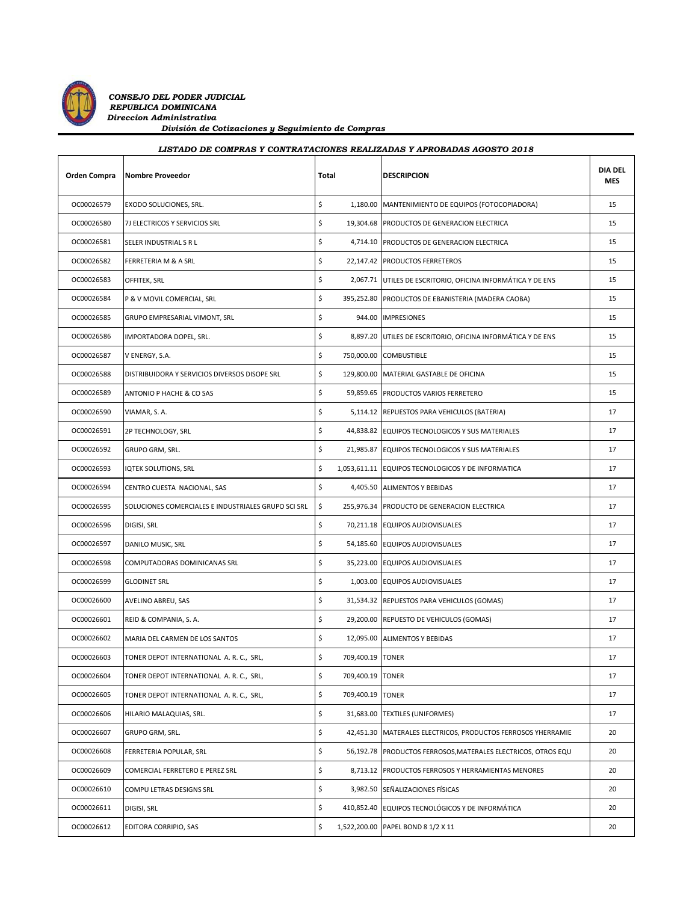*CONSEJO DEL PODER JUDICIAL*
*REPUBLICA DOMINICANA*
*Direccion Administrativa*
*División de Cotizaciones y Seguimiento de Compras*

### *LISTADO DE COMPRAS Y CONTRATACIONES REALIZADAS Y APROBADAS AGOSTO 2018*

| Orden Compra | Nombre Proveedor | Total | DESCRIPCION | DIA DEL MES |
|---|---|---|---|---|
| OC00026579 | EXODO SOLUCIONES, SRL. | $ 1,180.00 | MANTENIMIENTO DE EQUIPOS (FOTOCOPIADORA) | 15 |
| OC00026580 | 7J ELECTRICOS Y SERVICIOS SRL | $ 19,304.68 | PRODUCTOS DE GENERACION ELECTRICA | 15 |
| OC00026581 | SELER INDUSTRIAL S R L | $ 4,714.10 | PRODUCTOS DE GENERACION ELECTRICA | 15 |
| OC00026582 | FERRETERIA M & A SRL | $ 22,147.42 | PRODUCTOS FERRETEROS | 15 |
| OC00026583 | OFFITEK, SRL | $ 2,067.71 | UTILES DE ESCRITORIO, OFICINA INFORMÁTICA Y DE ENS | 15 |
| OC00026584 | P & V MOVIL COMERCIAL, SRL | $ 395,252.80 | PRODUCTOS DE EBANISTERIA (MADERA CAOBA) | 15 |
| OC00026585 | GRUPO EMPRESARIAL VIMONT, SRL | $ 944.00 | IMPRESIONES | 15 |
| OC00026586 | IMPORTADORA DOPEL, SRL. | $ 8,897.20 | UTILES DE ESCRITORIO, OFICINA INFORMÁTICA Y DE ENS | 15 |
| OC00026587 | V ENERGY, S.A. | $ 750,000.00 | COMBUSTIBLE | 15 |
| OC00026588 | DISTRIBUIDORA Y SERVICIOS DIVERSOS DISOPE SRL | $ 129,800.00 | MATERIAL GASTABLE DE OFICINA | 15 |
| OC00026589 | ANTONIO P HACHE & CO SAS | $ 59,859.65 | PRODUCTOS VARIOS FERRETERO | 15 |
| OC00026590 | VIAMAR, S. A. | $ 5,114.12 | REPUESTOS PARA VEHICULOS (BATERIA) | 17 |
| OC00026591 | 2P TECHNOLOGY, SRL | $ 44,838.82 | EQUIPOS TECNOLOGICOS Y SUS MATERIALES | 17 |
| OC00026592 | GRUPO GRM, SRL. | $ 21,985.87 | EQUIPOS TECNOLOGICOS Y SUS MATERIALES | 17 |
| OC00026593 | IQTEK SOLUTIONS, SRL | $ 1,053,611.11 | EQUIPOS TECNOLOGICOS Y DE INFORMATICA | 17 |
| OC00026594 | CENTRO CUESTA NACIONAL, SAS | $ 4,405.50 | ALIMENTOS Y BEBIDAS | 17 |
| OC00026595 | SOLUCIONES COMERCIALES E INDUSTRIALES GRUPO SCI SRL | $ 255,976.34 | PRODUCTO DE GENERACION ELECTRICA | 17 |
| OC00026596 | DIGISI, SRL | $ 70,211.18 | EQUIPOS AUDIOVISUALES | 17 |
| OC00026597 | DANILO MUSIC, SRL | $ 54,185.60 | EQUIPOS AUDIOVISUALES | 17 |
| OC00026598 | COMPUTADORAS DOMINICANAS SRL | $ 35,223.00 | EQUIPOS AUDIOVISUALES | 17 |
| OC00026599 | GLODINET SRL | $ 1,003.00 | EQUIPOS AUDIOVISUALES | 17 |
| OC00026600 | AVELINO ABREU, SAS | $ 31,534.32 | REPUESTOS PARA VEHICULOS (GOMAS) | 17 |
| OC00026601 | REID & COMPANIA, S. A. | $ 29,200.00 | REPUESTO DE VEHICULOS (GOMAS) | 17 |
| OC00026602 | MARIA DEL CARMEN DE LOS SANTOS | $ 12,095.00 | ALIMENTOS Y BEBIDAS | 17 |
| OC00026603 | TONER DEPOT INTERNATIONAL A. R. C., SRL, | $ 709,400.19 | TONER | 17 |
| OC00026604 | TONER DEPOT INTERNATIONAL A. R. C., SRL, | $ 709,400.19 | TONER | 17 |
| OC00026605 | TONER DEPOT INTERNATIONAL A. R. C., SRL, | $ 709,400.19 | TONER | 17 |
| OC00026606 | HILARIO MALAQUIAS, SRL. | $ 31,683.00 | TEXTILES (UNIFORMES) | 17 |
| OC00026607 | GRUPO GRM, SRL. | $ 42,451.30 | MATERALES ELECTRICOS, PRODUCTOS FERROSOS YHERRAMIE | 20 |
| OC00026608 | FERRETERIA POPULAR, SRL | $ 56,192.78 | PRODUCTOS FERROSOS,MATERALES ELECTRICOS, OTROS EQU | 20 |
| OC00026609 | COMERCIAL FERRETERO E PEREZ SRL | $ 8,713.12 | PRODUCTOS FERROSOS Y HERRAMIENTAS MENORES | 20 |
| OC00026610 | COMPU LETRAS DESIGNS SRL | $ 3,982.50 | SEÑALIZACIONES FÍSICAS | 20 |
| OC00026611 | DIGISI, SRL | $ 410,852.40 | EQUIPOS TECNOLÓGICOS Y DE INFORMÁTICA | 20 |
| OC00026612 | EDITORA CORRIPIO, SAS | $ 1,522,200.00 | PAPEL BOND 8 1/2 X 11 | 20 |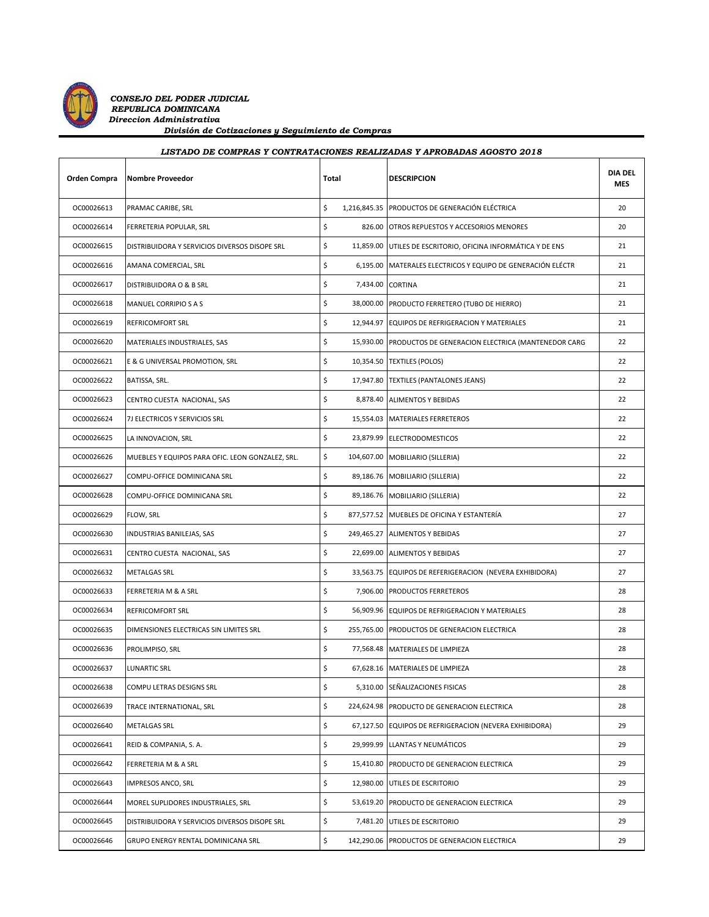***CONSEJO DEL PODER JUDICIAL***
***REPUBLICA DOMINICANA***
***Direccion Administrativa***
***División de Cotizaciones y Seguimiento de Compras***

***LISTADO DE COMPRAS Y CONTRATACIONES REALIZADAS Y APROBADAS AGOSTO 2018***

| Orden Compra | Nombre Proveedor | Total | DESCRIPCION | DIA DEL MES |
|---|---|---|---|---|
| OC00026613 | PRAMAC CARIBE, SRL | $ 1,216,845.35 | PRODUCTOS DE GENERACIÓN ELÉCTRICA | 20 |
| OC00026614 | FERRETERIA POPULAR, SRL | $ 826.00 | OTROS REPUESTOS Y ACCESORIOS MENORES | 20 |
| OC00026615 | DISTRIBUIDORA Y SERVICIOS DIVERSOS DISOPE SRL | $ 11,859.00 | UTILES DE ESCRITORIO, OFICINA INFORMÁTICA Y DE ENS | 21 |
| OC00026616 | AMANA COMERCIAL, SRL | $ 6,195.00 | MATERALES ELECTRICOS Y EQUIPO DE GENERACIÓN ELÉCTR | 21 |
| OC00026617 | DISTRIBUIDORA O & B SRL | $ 7,434.00 | CORTINA | 21 |
| OC00026618 | MANUEL CORRIPIO S A S | $ 38,000.00 | PRODUCTO FERRETERO (TUBO DE HIERRO) | 21 |
| OC00026619 | REFRICOMFORT SRL | $ 12,944.97 | EQUIPOS DE REFRIGERACION Y MATERIALES | 21 |
| OC00026620 | MATERIALES INDUSTRIALES, SAS | $ 15,930.00 | PRODUCTOS DE GENERACION ELECTRICA (MANTENEDOR CARG | 22 |
| OC00026621 | E & G UNIVERSAL PROMOTION, SRL | $ 10,354.50 | TEXTILES (POLOS) | 22 |
| OC00026622 | BATISSA, SRL. | $ 17,947.80 | TEXTILES (PANTALONES JEANS) | 22 |
| OC00026623 | CENTRO CUESTA NACIONAL, SAS | $ 8,878.40 | ALIMENTOS Y BEBIDAS | 22 |
| OC00026624 | 7J ELECTRICOS Y SERVICIOS SRL | $ 15,554.03 | MATERIALES FERRETEROS | 22 |
| OC00026625 | LA INNOVACION, SRL | $ 23,879.99 | ELECTRODOMESTICOS | 22 |
| OC00026626 | MUEBLES Y EQUIPOS PARA OFIC. LEON GONZALEZ, SRL. | $ 104,607.00 | MOBILIARIO (SILLERIA) | 22 |
| OC00026627 | COMPU-OFFICE DOMINICANA SRL | $ 89,186.76 | MOBILIARIO (SILLERIA) | 22 |
| OC00026628 | COMPU-OFFICE DOMINICANA SRL | $ 89,186.76 | MOBILIARIO (SILLERIA) | 22 |
| OC00026629 | FLOW, SRL | $ 877,577.52 | MUEBLES DE OFICINA Y ESTANTERÍA | 27 |
| OC00026630 | INDUSTRIAS BANILEJAS, SAS | $ 249,465.27 | ALIMENTOS Y BEBIDAS | 27 |
| OC00026631 | CENTRO CUESTA NACIONAL, SAS | $ 22,699.00 | ALIMENTOS Y BEBIDAS | 27 |
| OC00026632 | METALGAS SRL | $ 33,563.75 | EQUIPOS DE REFERIGERACION (NEVERA EXHIBIDORA) | 27 |
| OC00026633 | FERRETERIA M & A SRL | $ 7,906.00 | PRODUCTOS FERRETEROS | 28 |
| OC00026634 | REFRICOMFORT SRL | $ 56,909.96 | EQUIPOS DE REFRIGERACION Y MATERIALES | 28 |
| OC00026635 | DIMENSIONES ELECTRICAS SIN LIMITES SRL | $ 255,765.00 | PRODUCTOS DE GENERACION ELECTRICA | 28 |
| OC00026636 | PROLIMPISO, SRL | $ 77,568.48 | MATERIALES DE LIMPIEZA | 28 |
| OC00026637 | LUNARTIC SRL | $ 67,628.16 | MATERIALES DE LIMPIEZA | 28 |
| OC00026638 | COMPU LETRAS DESIGNS SRL | $ 5,310.00 | SEÑALIZACIONES FISICAS | 28 |
| OC00026639 | TRACE INTERNATIONAL, SRL | $ 224,624.98 | PRODUCTO DE GENERACION ELECTRICA | 28 |
| OC00026640 | METALGAS SRL | $ 67,127.50 | EQUIPOS DE REFRIGERACION (NEVERA EXHIBIDORA) | 29 |
| OC00026641 | REID & COMPANIA, S. A. | $ 29,999.99 | LLANTAS Y NEUMÁTICOS | 29 |
| OC00026642 | FERRETERIA M & A SRL | $ 15,410.80 | PRODUCTO DE GENERACION ELECTRICA | 29 |
| OC00026643 | IMPRESOS ANCO, SRL | $ 12,980.00 | UTILES DE ESCRITORIO | 29 |
| OC00026644 | MOREL SUPLIDORES INDUSTRIALES, SRL | $ 53,619.20 | PRODUCTO DE GENERACION ELECTRICA | 29 |
| OC00026645 | DISTRIBUIDORA Y SERVICIOS DIVERSOS DISOPE SRL | $ 7,481.20 | UTILES DE ESCRITORIO | 29 |
| OC00026646 | GRUPO ENERGY RENTAL DOMINICANA SRL | $ 142,290.06 | PRODUCTOS DE GENERACION ELECTRICA | 29 |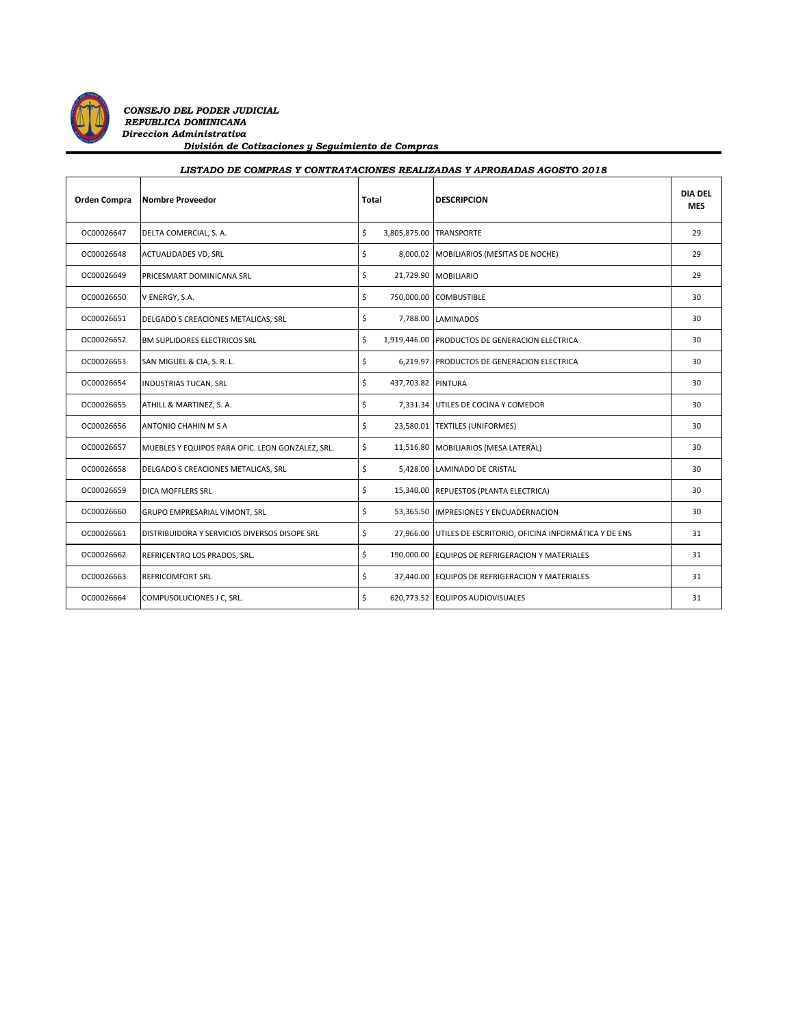*CONSEJO DEL PODER JUDICIAL*
*REPUBLICA DOMINICANA*
*Direccion Administrativa*
*División de Cotizaciones y Seguimiento de Compras*

## *LISTADO DE COMPRAS Y CONTRATACIONES REALIZADAS Y APROBADAS AGOSTO 2018*

| Orden Compra | Nombre Proveedor | Total | DESCRIPCION | DIA DEL MES |
|---|---|---|---|---|
| OC00026647 | DELTA COMERCIAL, S. A. | $ 3,805,875.00 | TRANSPORTE | 29 |
| OC00026648 | ACTUALIDADES VD, SRL | $ 8,000.02 | MOBILIARIOS (MESITAS DE NOCHE) | 29 |
| OC00026649 | PRICESMART DOMINICANA SRL | $ 21,729.90 | MOBILIARIO | 29 |
| OC00026650 | V ENERGY, S.A. | $ 750,000.00 | COMBUSTIBLE | 30 |
| OC00026651 | DELGADO S CREACIONES METALICAS, SRL | $ 7,788.00 | LAMINADOS | 30 |
| OC00026652 | BM SUPLIDORES ELECTRICOS SRL | $ 1,919,446.00 | PRODUCTOS DE GENERACION ELECTRICA | 30 |
| OC00026653 | SAN MIGUEL & CIA, S. R. L. | $ 6,219.97 | PRODUCTOS DE GENERACION ELECTRICA | 30 |
| OC00026654 | INDUSTRIAS TUCAN, SRL | $ 437,703.82 | PINTURA | 30 |
| OC00026655 | ATHILL & MARTINEZ, S. A. | $ 7,331.34 | UTILES DE COCINA Y COMEDOR | 30 |
| OC00026656 | ANTONIO CHAHIN M S A | $ 23,580.01 | TEXTILES (UNIFORMES) | 30 |
| OC00026657 | MUEBLES Y EQUIPOS PARA OFIC. LEON GONZALEZ, SRL. | $ 11,516.80 | MOBILIARIOS (MESA LATERAL) | 30 |
| OC00026658 | DELGADO S CREACIONES METALICAS, SRL | $ 5,428.00 | LAMINADO DE CRISTAL | 30 |
| OC00026659 | DICA MOFFLERS SRL | $ 15,340.00 | REPUESTOS (PLANTA ELECTRICA) | 30 |
| OC00026660 | GRUPO EMPRESARIAL VIMONT, SRL | $ 53,365.50 | IMPRESIONES Y ENCUADERNACION | 30 |
| OC00026661 | DISTRIBUIDORA Y SERVICIOS DIVERSOS DISOPE SRL | $ 27,966.00 | UTILES DE ESCRITORIO, OFICINA INFORMÁTICA Y DE ENS | 31 |
| OC00026662 | REFRICENTRO LOS PRADOS, SRL. | $ 190,000.00 | EQUIPOS DE REFRIGERACION Y MATERIALES | 31 |
| OC00026663 | REFRICOMFORT SRL | $ 37,440.00 | EQUIPOS DE REFRIGERACION Y MATERIALES | 31 |
| OC00026664 | COMPUSOLUCIONES J C, SRL. | $ 620,773.52 | EQUIPOS AUDIOVISUALES | 31 |